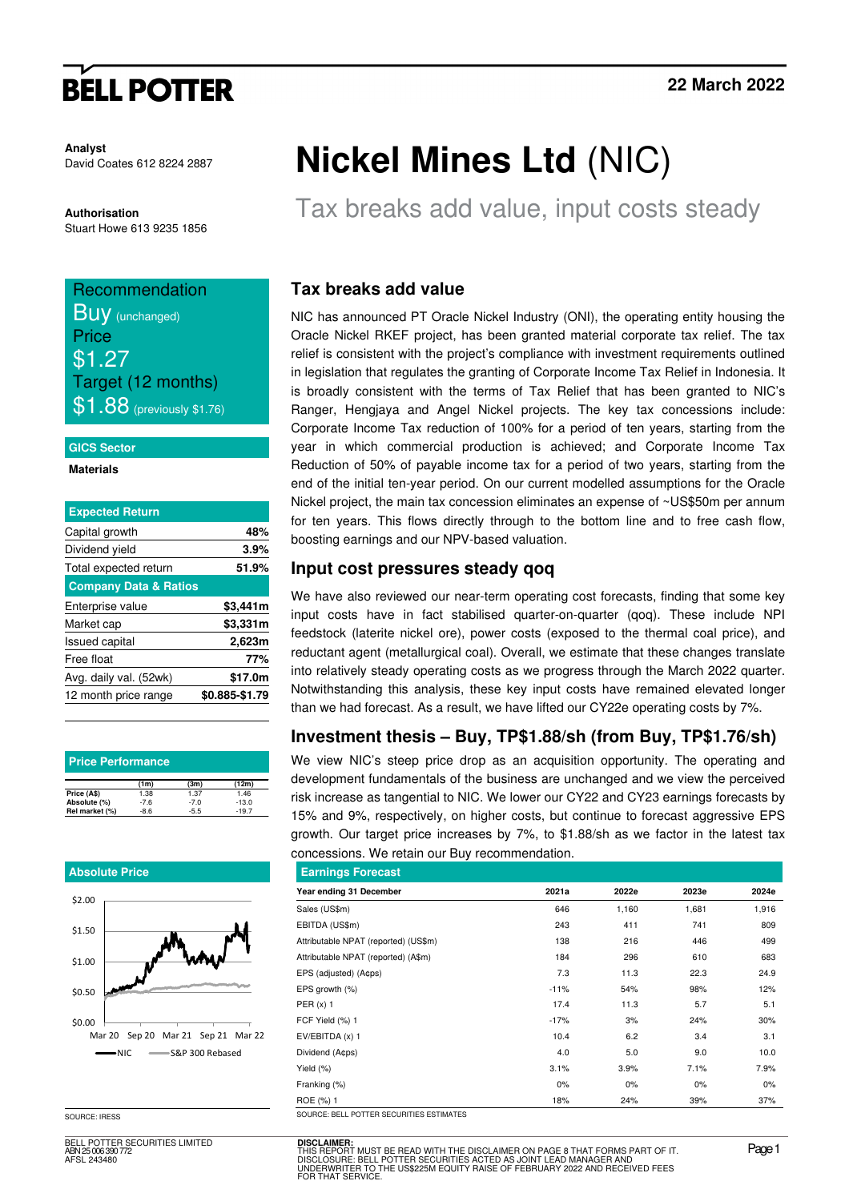# BELL POTTER

22 March 2022

**Analyst**
David Coates 612 8224 2887

**Authorisation**
Stuart Howe 613 9235 1856

# Nickel Mines Ltd (NIC)

## Tax breaks add value, input costs steady

Recommendation
**Buy** (unchanged)
Price
$1.27
Target (12 months)
$1.88 (previously $1.76)

**GICS Sector**

**Materials**

| Expected Return | |
|---|---|
| Capital growth | 48% |
| Dividend yield | 3.9% |
| Total expected return | 51.9% |

| Company Data & Ratios | |
|---|---|
| Enterprise value | $3,441m |
| Market cap | $3,331m |
| Issued capital | 2,623m |
| Free float | 77% |
| Avg. daily val. (52wk) | $17.0m |
| 12 month price range | $0.885-$1.79 |

**Price Performance**

| | (1m) | (3m) | (12m) |
|---|---|---|---|
| Price (A$) | 1.38 | 1.37 | 1.46 |
| Absolute (%) | -7.6 | -7.0 | -13.0 |
| Rel market (%) | -8.6 | -5.5 | -19.7 |

**Absolute Price**

SOURCE: IRESS

### Tax breaks add value

NIC has announced PT Oracle Nickel Industry (ONI), the operating entity housing the Oracle Nickel RKEF project, has been granted material corporate tax relief. The tax relief is consistent with the project's compliance with investment requirements outlined in legislation that regulates the granting of Corporate Income Tax Relief in Indonesia. It is broadly consistent with the terms of Tax Relief that has been granted to NIC's Ranger, Hengjaya and Angel Nickel projects. The key tax concessions include: Corporate Income Tax reduction of 100% for a period of ten years, starting from the year in which commercial production is achieved; and Corporate Income Tax Reduction of 50% of payable income tax for a period of two years, starting from the end of the initial ten-year period. On our current modelled assumptions for the Oracle Nickel project, the main tax concession eliminates an expense of ~US$50m per annum for ten years. This flows directly through to the bottom line and to free cash flow, boosting earnings and our NPV-based valuation.

### Input cost pressures steady qoq

We have also reviewed our near-term operating cost forecasts, finding that some key input costs have in fact stabilised quarter-on-quarter (qoq). These include NPI feedstock (laterite nickel ore), power costs (exposed to the thermal coal price), and reductant agent (metallurgical coal). Overall, we estimate that these changes translate into relatively steady operating costs as we progress through the March 2022 quarter. Notwithstanding this analysis, these key input costs have remained elevated longer than we had forecast. As a result, we have lifted our CY22e operating costs by 7%.

### Investment thesis – Buy, TP$1.88/sh (from Buy, TP$1.76/sh)

We view NIC's steep price drop as an acquisition opportunity. The operating and development fundamentals of the business are unchanged and we view the perceived risk increase as tangential to NIC. We lower our CY22 and CY23 earnings forecasts by 15% and 9%, respectively, on higher costs, but continue to forecast aggressive EPS growth. Our target price increases by 7%, to $1.88/sh as we factor in the latest tax concessions. We retain our Buy recommendation.

**Earnings Forecast**

| Year ending 31 December | 2021a | 2022e | 2023e | 2024e |
|---|---|---|---|---|
| Sales (US$m) | 646 | 1,160 | 1,681 | 1,916 |
| EBITDA (US$m) | 243 | 411 | 741 | 809 |
| Attributable NPAT (reported) (US$m) | 138 | 216 | 446 | 499 |
| Attributable NPAT (reported) (A$m) | 184 | 296 | 610 | 683 |
| EPS (adjusted) (A¢ps) | 7.3 | 11.3 | 22.3 | 24.9 |
| EPS growth (%) | -11% | 54% | 98% | 12% |
| PER (x) 1 | 17.4 | 11.3 | 5.7 | 5.1 |
| FCF Yield (%) 1 | -17% | 3% | 24% | 30% |
| EV/EBITDA (x) 1 | 10.4 | 6.2 | 3.4 | 3.1 |
| Dividend (A¢ps) | 4.0 | 5.0 | 9.0 | 10.0 |
| Yield (%) | 3.1% | 3.9% | 7.1% | 7.9% |
| Franking (%) | 0% | 0% | 0% | 0% |
| ROE (%) 1 | 18% | 24% | 39% | 37% |

SOURCE: BELL POTTER SECURITIES ESTIMATES

BELL POTTER SECURITIES LIMITED
ABN 25 006 390 772
AFSL 243480

**DISCLAIMER:**
THIS REPORT MUST BE READ WITH THE DISCLAIMER ON PAGE 8 THAT FORMS PART OF IT.
DISCLOSURE: BELL POTTER SECURITIES ACTED AS JOINT LEAD MANAGER AND UNDERWRITER TO THE US$225M EQUITY RAISE OF FEBRUARY 2022 AND RECEIVED FEES FOR THAT SERVICE.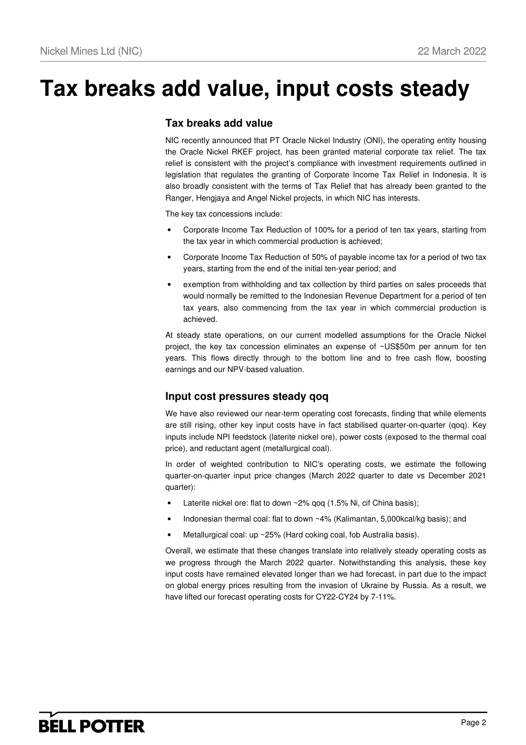# Tax breaks add value, input costs steady

## Tax breaks add value

NIC recently announced that PT Oracle Nickel Industry (ONI), the operating entity housing the Oracle Nickel RKEF project, has been granted material corporate tax relief. The tax relief is consistent with the project's compliance with investment requirements outlined in legislation that regulates the granting of Corporate Income Tax Relief in Indonesia. It is also broadly consistent with the terms of Tax Relief that has already been granted to the Ranger, Hengjaya and Angel Nickel projects, in which NIC has interests.

The key tax concessions include:

- Corporate Income Tax Reduction of 100% for a period of ten tax years, starting from the tax year in which commercial production is achieved;
- Corporate Income Tax Reduction of 50% of payable income tax for a period of two tax years, starting from the end of the initial ten-year period; and
- exemption from withholding and tax collection by third parties on sales proceeds that would normally be remitted to the Indonesian Revenue Department for a period of ten tax years, also commencing from the tax year in which commercial production is achieved.

At steady state operations, on our current modelled assumptions for the Oracle Nickel project, the key tax concession eliminates an expense of ~US$50m per annum for ten years. This flows directly through to the bottom line and to free cash flow, boosting earnings and our NPV-based valuation.

## Input cost pressures steady qoq

We have also reviewed our near-term operating cost forecasts, finding that while elements are still rising, other key input costs have in fact stabilised quarter-on-quarter (qoq). Key inputs include NPI feedstock (laterite nickel ore), power costs (exposed to the thermal coal price), and reductant agent (metallurgical coal).

In order of weighted contribution to NIC's operating costs, we estimate the following quarter-on-quarter input price changes (March 2022 quarter to date vs December 2021 quarter):

- Laterite nickel ore: flat to down ~2% qoq (1.5% Ni, cif China basis);
- Indonesian thermal coal: flat to down ~4% (Kalimantan, 5,000kcal/kg basis); and
- Metallurgical coal: up ~25% (Hard coking coal, fob Australia basis).

Overall, we estimate that these changes translate into relatively steady operating costs as we progress through the March 2022 quarter. Notwithstanding this analysis, these key input costs have remained elevated longer than we had forecast, in part due to the impact on global energy prices resulting from the invasion of Ukraine by Russia. As a result, we have lifted our forecast operating costs for CY22-CY24 by 7-11%.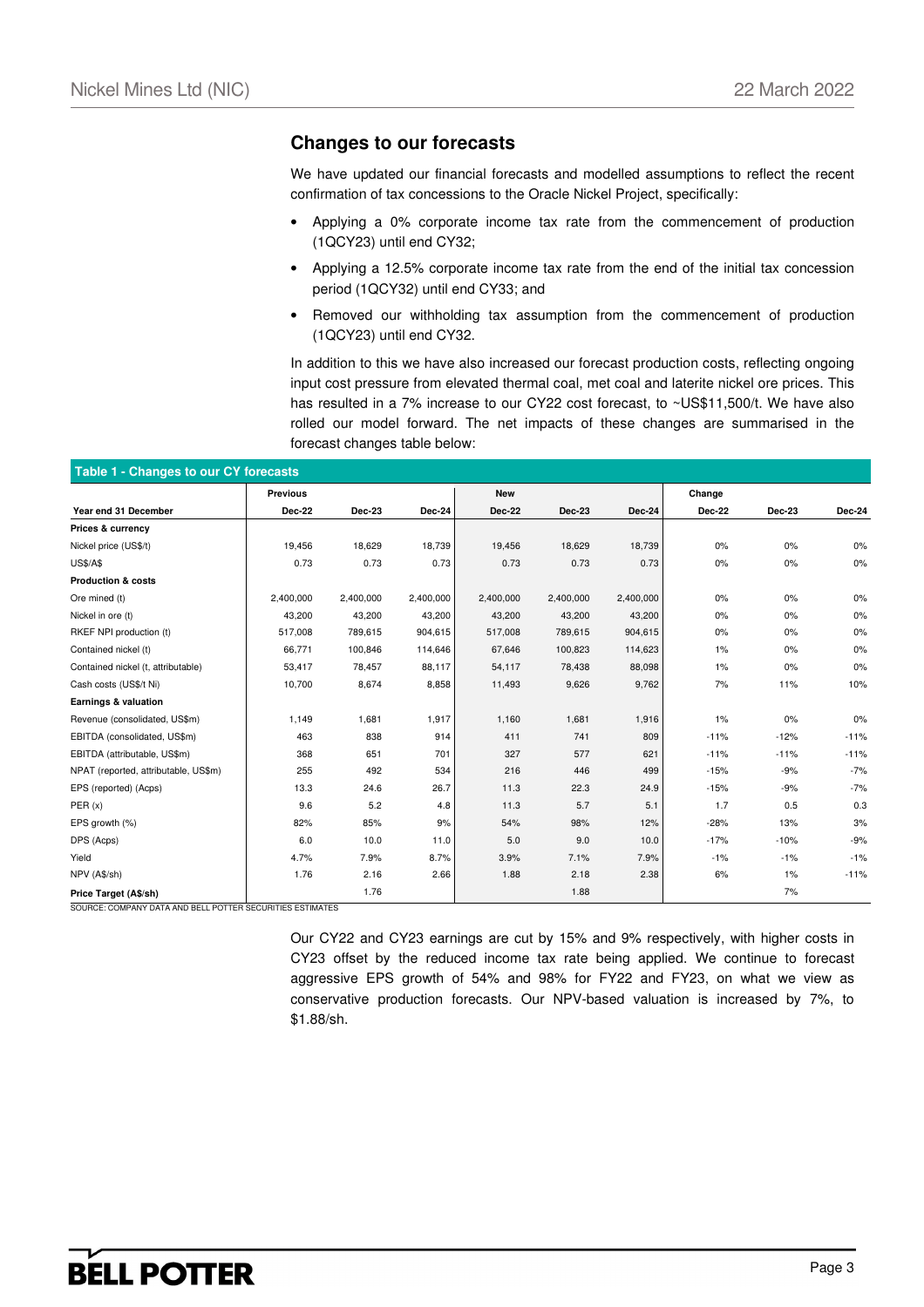## Changes to our forecasts

We have updated our financial forecasts and modelled assumptions to reflect the recent confirmation of tax concessions to the Oracle Nickel Project, specifically:

- Applying a 0% corporate income tax rate from the commencement of production (1QCY23) until end CY32;
- Applying a 12.5% corporate income tax rate from the end of the initial tax concession period (1QCY32) until end CY33; and
- Removed our withholding tax assumption from the commencement of production (1QCY23) until end CY32.

In addition to this we have also increased our forecast production costs, reflecting ongoing input cost pressure from elevated thermal coal, met coal and laterite nickel ore prices. This has resulted in a 7% increase to our CY22 cost forecast, to ~US$11,500/t. We have also rolled our model forward. The net impacts of these changes are summarised in the forecast changes table below:

**Table 1 - Changes to our CY forecasts**

| | Previous | | | New | | | Change | | |
|---|---|---|---|---|---|---|---|---|---|
| Year end 31 December | Dec-22 | Dec-23 | Dec-24 | Dec-22 | Dec-23 | Dec-24 | Dec-22 | Dec-23 | Dec-24 |
| **Prices & currency** | | | | | | | | | |
| Nickel price (US$/t) | 19,456 | 18,629 | 18,739 | 19,456 | 18,629 | 18,739 | 0% | 0% | 0% |
| US$/A$ | 0.73 | 0.73 | 0.73 | 0.73 | 0.73 | 0.73 | 0% | 0% | 0% |
| **Production & costs** | | | | | | | | | |
| Ore mined (t) | 2,400,000 | 2,400,000 | 2,400,000 | 2,400,000 | 2,400,000 | 2,400,000 | 0% | 0% | 0% |
| Nickel in ore (t) | 43,200 | 43,200 | 43,200 | 43,200 | 43,200 | 43,200 | 0% | 0% | 0% |
| RKEF NPI production (t) | 517,008 | 789,615 | 904,615 | 517,008 | 789,615 | 904,615 | 0% | 0% | 0% |
| Contained nickel (t) | 66,771 | 100,846 | 114,646 | 67,646 | 100,823 | 114,623 | 1% | 0% | 0% |
| Contained nickel (t, attributable) | 53,417 | 78,457 | 88,117 | 54,117 | 78,438 | 88,098 | 1% | 0% | 0% |
| Cash costs (US$/t Ni) | 10,700 | 8,674 | 8,858 | 11,493 | 9,626 | 9,762 | 7% | 11% | 10% |
| **Earnings & valuation** | | | | | | | | | |
| Revenue (consolidated, US$m) | 1,149 | 1,681 | 1,917 | 1,160 | 1,681 | 1,916 | 1% | 0% | 0% |
| EBITDA (consolidated, US$m) | 463 | 838 | 914 | 411 | 741 | 809 | -11% | -12% | -11% |
| EBITDA (attributable, US$m) | 368 | 651 | 701 | 327 | 577 | 621 | -11% | -11% | -11% |
| NPAT (reported, attributable, US$m) | 255 | 492 | 534 | 216 | 446 | 499 | -15% | -9% | -7% |
| EPS (reported) (Acps) | 13.3 | 24.6 | 26.7 | 11.3 | 22.3 | 24.9 | -15% | -9% | -7% |
| PER (x) | 9.6 | 5.2 | 4.8 | 11.3 | 5.7 | 5.1 | 1.7 | 0.5 | 0.3 |
| EPS growth (%) | 82% | 85% | 9% | 54% | 98% | 12% | -28% | 13% | 3% |
| DPS (Acps) | 6.0 | 10.0 | 11.0 | 5.0 | 9.0 | 10.0 | -17% | -10% | -9% |
| Yield | 4.7% | 7.9% | 8.7% | 3.9% | 7.1% | 7.9% | -1% | -1% | -1% |
| NPV (A$/sh) | 1.76 | 2.16 | 2.66 | 1.88 | 2.18 | 2.38 | 6% | 1% | -11% |
| **Price Target (A$/sh)** | | 1.76 | | | 1.88 | | | 7% | |

SOURCE: COMPANY DATA AND BELL POTTER SECURITIES ESTIMATES

Our CY22 and CY23 earnings are cut by 15% and 9% respectively, with higher costs in CY23 offset by the reduced income tax rate being applied. We continue to forecast aggressive EPS growth of 54% and 98% for FY22 and FY23, on what we view as conservative production forecasts. Our NPV-based valuation is increased by 7%, to $1.88/sh.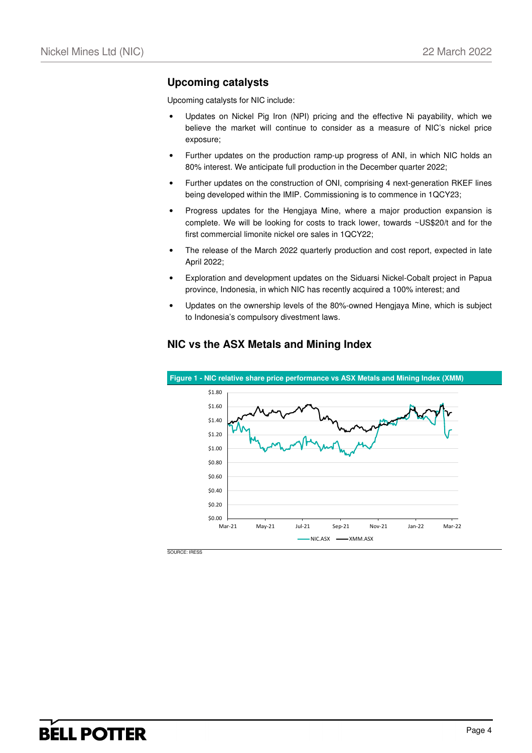## Upcoming catalysts

Upcoming catalysts for NIC include:

- Updates on Nickel Pig Iron (NPI) pricing and the effective Ni payability, which we believe the market will continue to consider as a measure of NIC's nickel price exposure;
- Further updates on the production ramp-up progress of ANI, in which NIC holds an 80% interest. We anticipate full production in the December quarter 2022;
- Further updates on the construction of ONI, comprising 4 next-generation RKEF lines being developed within the IMIP. Commissioning is to commence in 1QCY23;
- Progress updates for the Hengjaya Mine, where a major production expansion is complete. We will be looking for costs to track lower, towards ~US$20/t and for the first commercial limonite nickel ore sales in 1QCY22;
- The release of the March 2022 quarterly production and cost report, expected in late April 2022;
- Exploration and development updates on the Siduarsi Nickel-Cobalt project in Papua province, Indonesia, in which NIC has recently acquired a 100% interest; and
- Updates on the ownership levels of the 80%-owned Hengjaya Mine, which is subject to Indonesia's compulsory divestment laws.

## NIC vs the ASX Metals and Mining Index

**Figure 1 - NIC relative share price performance vs ASX Metals and Mining Index (XMM)**

SOURCE: IRESS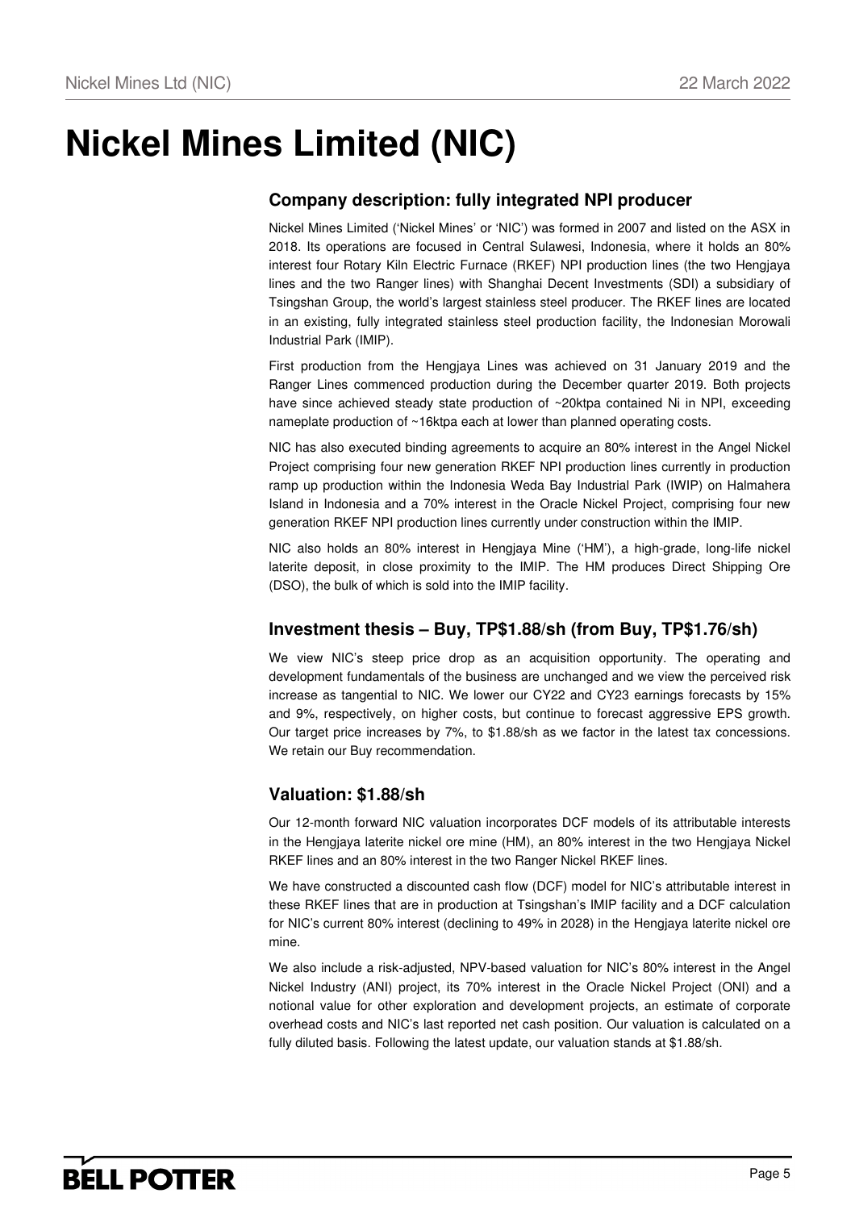# Nickel Mines Limited (NIC)

## Company description: fully integrated NPI producer

Nickel Mines Limited ('Nickel Mines' or 'NIC') was formed in 2007 and listed on the ASX in 2018. Its operations are focused in Central Sulawesi, Indonesia, where it holds an 80% interest four Rotary Kiln Electric Furnace (RKEF) NPI production lines (the two Hengjaya lines and the two Ranger lines) with Shanghai Decent Investments (SDI) a subsidiary of Tsingshan Group, the world's largest stainless steel producer. The RKEF lines are located in an existing, fully integrated stainless steel production facility, the Indonesian Morowali Industrial Park (IMIP).

First production from the Hengjaya Lines was achieved on 31 January 2019 and the Ranger Lines commenced production during the December quarter 2019. Both projects have since achieved steady state production of ~20ktpa contained Ni in NPI, exceeding nameplate production of ~16ktpa each at lower than planned operating costs.

NIC has also executed binding agreements to acquire an 80% interest in the Angel Nickel Project comprising four new generation RKEF NPI production lines currently in production ramp up production within the Indonesia Weda Bay Industrial Park (IWIP) on Halmahera Island in Indonesia and a 70% interest in the Oracle Nickel Project, comprising four new generation RKEF NPI production lines currently under construction within the IMIP.

NIC also holds an 80% interest in Hengjaya Mine ('HM'), a high-grade, long-life nickel laterite deposit, in close proximity to the IMIP. The HM produces Direct Shipping Ore (DSO), the bulk of which is sold into the IMIP facility.

## Investment thesis – Buy, TP$1.88/sh (from Buy, TP$1.76/sh)

We view NIC's steep price drop as an acquisition opportunity. The operating and development fundamentals of the business are unchanged and we view the perceived risk increase as tangential to NIC. We lower our CY22 and CY23 earnings forecasts by 15% and 9%, respectively, on higher costs, but continue to forecast aggressive EPS growth. Our target price increases by 7%, to $1.88/sh as we factor in the latest tax concessions. We retain our Buy recommendation.

## Valuation: $1.88/sh

Our 12-month forward NIC valuation incorporates DCF models of its attributable interests in the Hengjaya laterite nickel ore mine (HM), an 80% interest in the two Hengjaya Nickel RKEF lines and an 80% interest in the two Ranger Nickel RKEF lines.

We have constructed a discounted cash flow (DCF) model for NIC's attributable interest in these RKEF lines that are in production at Tsingshan's IMIP facility and a DCF calculation for NIC's current 80% interest (declining to 49% in 2028) in the Hengjaya laterite nickel ore mine.

We also include a risk-adjusted, NPV-based valuation for NIC's 80% interest in the Angel Nickel Industry (ANI) project, its 70% interest in the Oracle Nickel Project (ONI) and a notional value for other exploration and development projects, an estimate of corporate overhead costs and NIC's last reported net cash position. Our valuation is calculated on a fully diluted basis. Following the latest update, our valuation stands at $1.88/sh.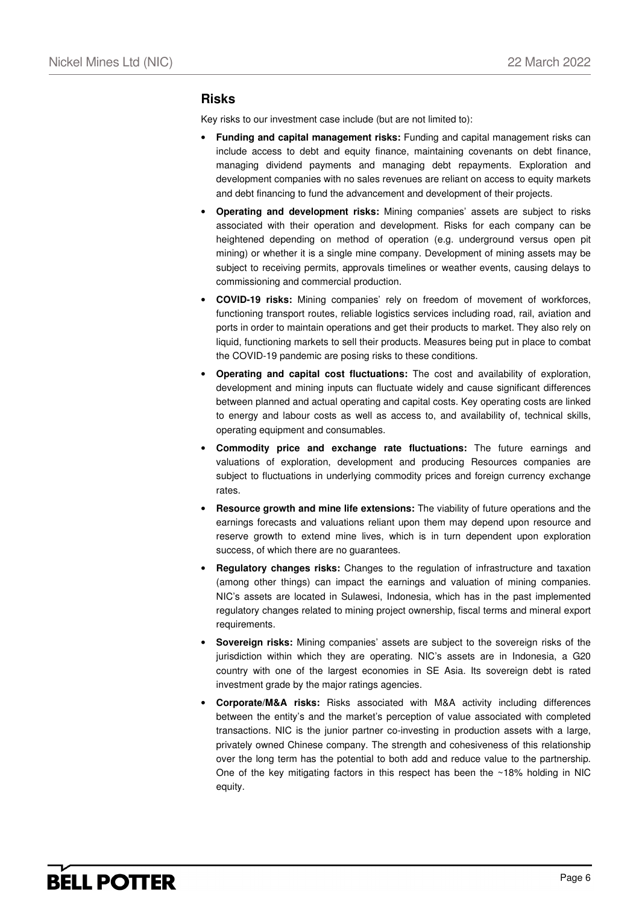## Risks

Key risks to our investment case include (but are not limited to):

- **Funding and capital management risks:** Funding and capital management risks can include access to debt and equity finance, maintaining covenants on debt finance, managing dividend payments and managing debt repayments. Exploration and development companies with no sales revenues are reliant on access to equity markets and debt financing to fund the advancement and development of their projects.
- **Operating and development risks:** Mining companies' assets are subject to risks associated with their operation and development. Risks for each company can be heightened depending on method of operation (e.g. underground versus open pit mining) or whether it is a single mine company. Development of mining assets may be subject to receiving permits, approvals timelines or weather events, causing delays to commissioning and commercial production.
- **COVID-19 risks:** Mining companies' rely on freedom of movement of workforces, functioning transport routes, reliable logistics services including road, rail, aviation and ports in order to maintain operations and get their products to market. They also rely on liquid, functioning markets to sell their products. Measures being put in place to combat the COVID-19 pandemic are posing risks to these conditions.
- **Operating and capital cost fluctuations:** The cost and availability of exploration, development and mining inputs can fluctuate widely and cause significant differences between planned and actual operating and capital costs. Key operating costs are linked to energy and labour costs as well as access to, and availability of, technical skills, operating equipment and consumables.
- **Commodity price and exchange rate fluctuations:** The future earnings and valuations of exploration, development and producing Resources companies are subject to fluctuations in underlying commodity prices and foreign currency exchange rates.
- **Resource growth and mine life extensions:** The viability of future operations and the earnings forecasts and valuations reliant upon them may depend upon resource and reserve growth to extend mine lives, which is in turn dependent upon exploration success, of which there are no guarantees.
- **Regulatory changes risks:** Changes to the regulation of infrastructure and taxation (among other things) can impact the earnings and valuation of mining companies. NIC's assets are located in Sulawesi, Indonesia, which has in the past implemented regulatory changes related to mining project ownership, fiscal terms and mineral export requirements.
- **Sovereign risks:** Mining companies' assets are subject to the sovereign risks of the jurisdiction within which they are operating. NIC's assets are in Indonesia, a G20 country with one of the largest economies in SE Asia. Its sovereign debt is rated investment grade by the major ratings agencies.
- **Corporate/M&A risks:** Risks associated with M&A activity including differences between the entity's and the market's perception of value associated with completed transactions. NIC is the junior partner co-investing in production assets with a large, privately owned Chinese company. The strength and cohesiveness of this relationship over the long term has the potential to both add and reduce value to the partnership. One of the key mitigating factors in this respect has been the ~18% holding in NIC equity.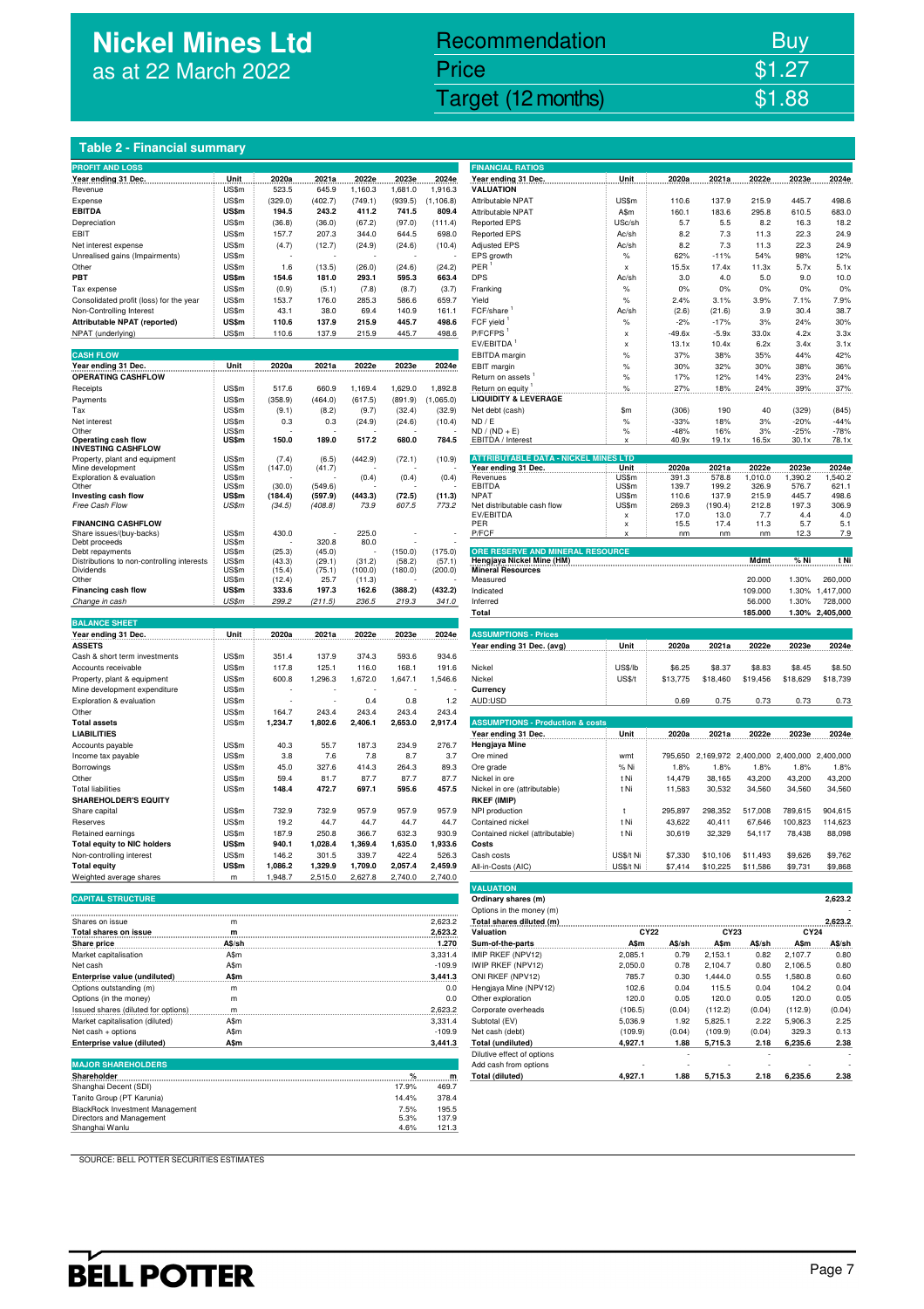# Nickel Mines Ltd
as at 22 March 2022

| Recommendation | Buy |
|---|---|
| Price | $1.27 |
| Target (12 months) | $1.88 |

## Table 2 - Financial summary

**PROFIT AND LOSS**

| Year ending 31 Dec. | Unit | 2020a | 2021a | 2022e | 2023e | 2024e |
|---|---|---|---|---|---|---|
| Revenue | US$m | 523.5 | 645.9 | 1,160.3 | 1,681.0 | 1,916.3 |
| Expense | US$m | (329.0) | (402.7) | (749.1) | (939.5) | (1,106.8) |
| **EBITDA** | **US$m** | **194.5** | **243.2** | **411.2** | **741.5** | **809.4** |
| Depreciation | US$m | (36.8) | (36.0) | (67.2) | (97.0) | (111.4) |
| EBIT | US$m | 157.7 | 207.3 | 344.0 | 644.5 | 698.0 |
| Net interest expense | US$m | (4.7) | (12.7) | (24.9) | (24.6) | (10.4) |
| Unrealised gains (Impairments) | US$m | - | - | - | - | - |
| Other | US$m | 1.6 | (13.5) | (26.0) | (24.6) | (24.2) |
| **PBT** | **US$m** | **154.6** | **181.0** | **293.1** | **595.3** | **663.4** |
| Tax expense | US$m | (0.9) | (5.1) | (7.8) | (8.7) | (3.7) |
| Consolidated profit (loss) for the year | US$m | 153.7 | 176.0 | 285.3 | 586.6 | 659.7 |
| Non-Controlling Interest | US$m | 43.1 | 38.0 | 69.4 | 140.9 | 161.1 |
| **Attributable NPAT (reported)** | **US$m** | **110.6** | **137.9** | **215.9** | **445.7** | **498.6** |
| NPAT (underlying) | US$m | 110.6 | 137.9 | 215.9 | 445.7 | 498.6 |

**CASH FLOW**

| Year ending 31 Dec. | Unit | 2020a | 2021a | 2022e | 2023e | 2024e |
|---|---|---|---|---|---|---|
| **OPERATING CASHFLOW** | | | | | | |
| Receipts | US$m | 517.6 | 660.9 | 1,169.4 | 1,629.0 | 1,892.8 |
| Payments | US$m | (358.9) | (464.0) | (617.5) | (891.9) | (1,065.0) |
| Tax | US$m | (9.1) | (8.2) | (9.7) | (32.4) | (32.9) |
| Net interest | US$m | 0.3 | 0.3 | (24.9) | (24.6) | (10.4) |
| Other | US$m | - | - | - | - | - |
| **Operating cash flow** | **US$m** | **150.0** | **189.0** | **517.2** | **680.0** | **784.5** |
| **INVESTING CASHFLOW** | | | | | | |
| Property, plant and equipment | US$m | (7.4) | (6.5) | (442.9) | (72.1) | (10.9) |
| Mine development | US$m | (147.0) | (41.7) | - | - | - |
| Exploration & evaluation | US$m | - | - | (0.4) | (0.4) | (0.4) |
| Other | US$m | (30.0) | (549.6) | - | - | - |
| **Investing cash flow** | **US$m** | **(184.4)** | **(597.9)** | **(443.3)** | **(72.5)** | **(11.3)** |
| *Free Cash Flow* | *US$m* | *(34.5)* | *(408.8)* | *73.9* | *607.5* | *773.2* |
| **FINANCING CASHFLOW** | | | | | | |
| Share issues/(buy-backs) | US$m | 430.0 | - | 225.0 | - | - |
| Debt proceeds | US$m | - | 320.8 | 80.0 | - | - |
| Debt repayments | US$m | (25.3) | (45.0) | - | (150.0) | (175.0) |
| Distributions to non-controlling interests | US$m | (43.3) | (29.1) | (31.2) | (58.2) | (57.1) |
| Dividends | US$m | (15.4) | (75.1) | (100.0) | (180.0) | (200.0) |
| Other | US$m | (12.4) | 25.7 | (11.3) | - | - |
| **Financing cash flow** | **US$m** | **333.6** | **197.3** | **162.6** | **(388.2)** | **(432.2)** |
| *Change in cash* | *US$m* | *299.2* | *(211.5)* | *236.5* | *219.3* | *341.0* |

**BALANCE SHEET**

| Year ending 31 Dec. | Unit | 2020a | 2021a | 2022e | 2023e | 2024e |
|---|---|---|---|---|---|---|
| **ASSETS** | | | | | | |
| Cash & short term investments | US$m | 351.4 | 137.9 | 374.3 | 593.6 | 934.6 |
| Accounts receivable | US$m | 117.8 | 125.1 | 116.0 | 168.1 | 191.6 |
| Property, plant & equipment | US$m | 600.8 | 1,296.3 | 1,672.0 | 1,647.1 | 1,546.6 |
| Mine development expenditure | US$m | - | - | - | - | - |
| Exploration & evaluation | US$m | - | - | 0.4 | 0.8 | 1.2 |
| Other | US$m | 164.7 | 243.4 | 243.4 | 243.4 | 243.4 |
| **Total assets** | **US$m** | **1,234.7** | **1,802.6** | **2,406.1** | **2,653.0** | **2,917.4** |
| **LIABILITIES** | | | | | | |
| Accounts payable | US$m | 40.3 | 55.7 | 187.3 | 234.9 | 276.7 |
| Income tax payable | US$m | 3.8 | 7.6 | 7.8 | 8.7 | 3.7 |
| Borrowings | US$m | 45.0 | 327.6 | 414.3 | 264.3 | 89.3 |
| Other | US$m | 59.4 | 81.7 | 87.7 | 87.7 | 87.7 |
| Total liabilities | US$m | 148.4 | 472.7 | 697.1 | 595.6 | 457.5 |
| **SHAREHOLDER'S EQUITY** | | | | | | |
| Share capital | US$m | 732.9 | 732.9 | 957.9 | 957.9 | 957.9 |
| Reserves | US$m | 19.2 | 44.7 | 44.7 | 44.7 | 44.7 |
| Retained earnings | US$m | 187.9 | 250.8 | 366.7 | 632.3 | 930.9 |
| **Total equity to NIC holders** | **US$m** | **940.1** | **1,028.4** | **1,369.4** | **1,635.0** | **1,933.6** |
| Non-controlling interest | US$m | 146.2 | 301.5 | 339.7 | 422.4 | 526.3 |
| **Total equity** | **US$m** | **1,086.2** | **1,329.9** | **1,709.0** | **2,057.4** | **2,459.9** |
| Weighted average shares | m | 1,948.7 | 2,515.0 | 2,627.8 | 2,740.0 | 2,740.0 |

**CAPITAL STRUCTURE**

| | Unit | |
|---|---|---|
| Shares on issue | m | 2,623.2 |
| **Total shares on issue** | **m** | **2,623.2** |
| **Share price** | **A$/sh** | **1.270** |
| Market capitalisation | A$m | 3,331.4 |
| Net cash | A$m | -109.9 |
| **Enterprise value (undiluted)** | **A$m** | **3,441.3** |
| Options outstanding (m) | m | 0.0 |
| Options (in the money) | m | 0.0 |
| Issued shares (diluted for options) | m | 2,623.2 |
| Market capitalisation (diluted) | A$m | 3,331.4 |
| Net cash + options | A$m | -109.9 |
| **Enterprise value (diluted)** | **A$m** | **3,441.3** |

**MAJOR SHAREHOLDERS**

| Shareholder | % | m |
|---|---|---|
| Shanghai Decent (SDI) | 17.9% | 469.7 |
| Tanito Group (PT Karunia) | 14.4% | 378.4 |
| BlackRock Investment Management | 7.5% | 195.5 |
| Directors and Management | 5.3% | 137.9 |
| Shanghai Wanlu | 4.6% | 121.3 |

**FINANCIAL RATIOS**

| Year ending 31 Dec. | Unit | 2020a | 2021a | 2022e | 2023e | 2024e |
|---|---|---|---|---|---|---|
| **VALUATION** | | | | | | |
| Attributable NPAT | US$m | 110.6 | 137.9 | 215.9 | 445.7 | 498.6 |
| Attributable NPAT | A$m | 160.1 | 183.6 | 295.8 | 610.5 | 683.0 |
| Reported EPS | USc/sh | 5.7 | 5.5 | 8.2 | 16.3 | 18.2 |
| Reported EPS | Ac/sh | 8.2 | 7.3 | 11.3 | 22.3 | 24.9 |
| Adjusted EPS | Ac/sh | 8.2 | 7.3 | 11.3 | 22.3 | 24.9 |
| EPS growth | % | 62% | -11% | 54% | 98% | 12% |
| PER [1] | x | 15.5x | 17.4x | 11.3x | 5.7x | 5.1x |
| DPS | Ac/sh | 3.0 | 4.0 | 5.0 | 9.0 | 10.0 |
| Franking | % | 0% | 0% | 0% | 0% | 0% |
| Yield | % | 2.4% | 3.1% | 3.9% | 7.1% | 7.9% |
| FCF/share [1] | Ac/sh | (2.6) | (21.6) | 3.9 | 30.4 | 38.7 |
| FCF yield [1] | % | -2% | -17% | 3% | 24% | 30% |
| P/FCFPS [1] | x | -49.6x | -5.9x | 33.0x | 4.2x | 3.3x |
| EV/EBITDA [1] | x | 13.1x | 10.4x | 6.2x | 3.4x | 3.1x |
| EBITDA margin | % | 37% | 38% | 35% | 44% | 42% |
| EBIT margin | % | 30% | 32% | 30% | 38% | 36% |
| Return on assets [1] | % | 17% | 12% | 14% | 23% | 24% |
| Return on equity [1] | % | 27% | 18% | 24% | 39% | 37% |
| **LIQUIDITY & LEVERAGE** | | | | | | |
| Net debt (cash) | $m | (306) | 190 | 40 | (329) | (845) |
| ND / E | % | -33% | 18% | 3% | -20% | -44% |
| ND / (ND + E) | % | -48% | 16% | 3% | -25% | -78% |
| EBITDA / Interest | x | 40.9x | 19.1x | 16.5x | 30.1x | 78.1x |

**ATTRIBUTABLE DATA - NICKEL MINES LTD**

| Year ending 31 Dec. | Unit | 2020a | 2021a | 2022e | 2023e | 2024e |
|---|---|---|---|---|---|---|
| Revenues | US$m | 391.3 | 578.8 | 1,010.0 | 1,390.2 | 1,540.2 |
| EBITDA | US$m | 139.7 | 199.2 | 326.9 | 576.7 | 621.1 |
| NPAT | US$m | 110.6 | 137.9 | 215.9 | 445.7 | 498.6 |
| Net distributable cash flow | US$m | 269.3 | (190.4) | 212.8 | 197.3 | 306.9 |
| EV/EBITDA | x | 17.0 | 13.0 | 7.7 | 4.4 | 4.0 |
| PER | x | 15.5 | 17.4 | 11.3 | 5.7 | 5.1 |
| P/FCF | x | nm | nm | nm | 12.3 | 7.9 |

**ORE RESERVE AND MINERAL RESOURCE**

| Hengjaya Nickel Mine (HM) | Mdmt | % Ni | t Ni |
|---|---|---|---|
| **Mineral Resources** | | | |
| Measured | 20.000 | 1.30% | 260,000 |
| Indicated | 109.000 | 1.30% | 1,417,000 |
| Inferred | 56.000 | 1.30% | 728,000 |
| **Total** | **185.000** | **1.30%** | **2,405,000** |

**ASSUMPTIONS - Prices**

| Year ending 31 Dec. (avg) | Unit | 2020a | 2021a | 2022e | 2023e | 2024e |
|---|---|---|---|---|---|---|
| Nickel | US$/lb | $6.25 | $8.37 | $8.83 | $8.45 | $8.50 |
| Nickel | US$/t | $13,775 | $18,460 | $19,456 | $18,629 | $18,739 |
| **Currency** | | | | | | |
| AUD:USD | | 0.69 | 0.75 | 0.73 | 0.73 | 0.73 |

**ASSUMPTIONS - Production & costs**

| Year ending 31 Dec. | Unit | 2020a | 2021a | 2022e | 2023e | 2024e |
|---|---|---|---|---|---|---|
| **Hengjaya Mine** | | | | | | |
| Ore mined | wmt | 795,650 | 2,169,972 | 2,400,000 | 2,400,000 | 2,400,000 |
| Ore grade | % Ni | 1.8% | 1.8% | 1.8% | 1.8% | 1.8% |
| Nickel in ore | t Ni | 14,479 | 38,165 | 43,200 | 43,200 | 43,200 |
| Nickel in ore (attributable) | t Ni | 11,583 | 30,532 | 34,560 | 34,560 | 34,560 |
| **RKEF (IMIP)** | | | | | | |
| NPI production | t | 295,897 | 298,352 | 517,008 | 789,615 | 904,615 |
| Contained nickel | t Ni | 43,622 | 40,411 | 67,646 | 100,823 | 114,623 |
| Contained nickel (attributable) | t Ni | 30,619 | 32,329 | 54,117 | 78,438 | 88,098 |
| **Costs** | | | | | | |
| Cash costs | US$/t Ni | $7,330 | $10,106 | $11,493 | $9,626 | $9,762 |
| All-in-Costs (AIC) | US$/t Ni | $7,414 | $10,225 | $11,586 | $9,731 | $9,868 |

**VALUATION**

| | | | | | | |
|---|---|---|---|---|---|---|
| Ordinary shares (m) | | | | | | 2,623.2 |
| Options in the money (m) | | | | | | - |
| **Total shares diluted (m)** | | | | | | **2,623.2** |
| **Valuation** | **CY22** | | **CY23** | | **CY24** | |
| **Sum-of-the-parts** | **A$m** | **A$/sh** | **A$m** | **A$/sh** | **A$m** | **A$/sh** |
| IMIP RKEF (NPV12) | 2,085.1 | 0.79 | 2,153.1 | 0.82 | 2,107.7 | 0.80 |
| IWIP RKEF (NPV12) | 2,050.0 | 0.78 | 2,104.7 | 0.80 | 2,106.5 | 0.80 |
| ONI RKEF (NPV12) | 785.7 | 0.30 | 1,444.0 | 0.55 | 1,580.8 | 0.60 |
| Hengjaya Mine (NPV12) | 102.6 | 0.04 | 115.5 | 0.04 | 104.2 | 0.04 |
| Other exploration | 120.0 | 0.05 | 120.0 | 0.05 | 120.0 | 0.05 |
| Corporate overheads | (106.5) | (0.04) | (112.2) | (0.04) | (112.9) | (0.04) |
| Subtotal (EV) | 5,036.9 | 1.92 | 5,825.1 | 2.22 | 5,906.3 | 2.25 |
| Net cash (debt) | (109.9) | (0.04) | (109.9) | (0.04) | 329.3 | 0.13 |
| **Total (undiluted)** | **4,927.1** | **1.88** | **5,715.3** | **2.18** | **6,235.6** | **2.38** |
| Dilutive effect of options | | - | | - | | - |
| Add cash from options | - | - | - | - | - | - |
| **Total (diluted)** | **4,927.1** | **1.88** | **5,715.3** | **2.18** | **6,235.6** | **2.38** |

SOURCE: BELL POTTER SECURITIES ESTIMATES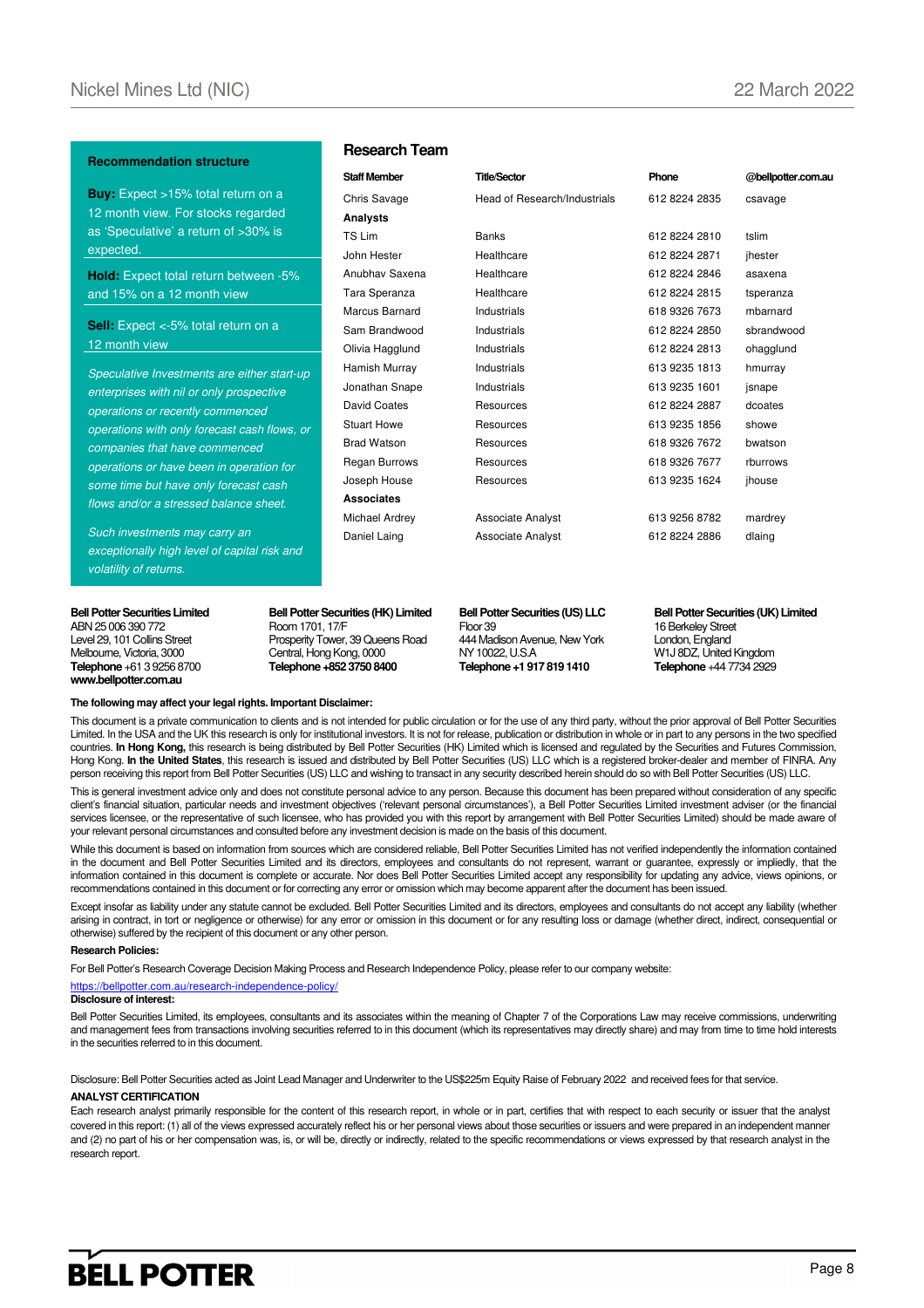**Recommendation structure**

**Buy:** Expect >15% total return on a 12 month view. For stocks regarded as 'Speculative' a return of >30% is expected.

**Hold:** Expect total return between -5% and 15% on a 12 month view

**Sell:** Expect <-5% total return on a 12 month view

*Speculative Investments are either start-up enterprises with nil or only prospective operations or recently commenced operations with only forecast cash flows, or companies that have commenced operations or have been in operation for some time but have only forecast cash flows and/or a stressed balance sheet.*

*Such investments may carry an exceptionally high level of capital risk and volatility of returns.*

## Research Team

| Staff Member | Title/Sector | Phone | @bellpotter.com.au |
|---|---|---|---|
| Chris Savage | Head of Research/Industrials | 612 8224 2835 | csavage |
| **Analysts** | | | |
| TS Lim | Banks | 612 8224 2810 | tslim |
| John Hester | Healthcare | 612 8224 2871 | jhester |
| Anubhav Saxena | Healthcare | 612 8224 2846 | asaxena |
| Tara Speranza | Healthcare | 612 8224 2815 | tsperanza |
| Marcus Barnard | Industrials | 618 9326 7673 | mbarnard |
| Sam Brandwood | Industrials | 612 8224 2850 | sbrandwood |
| Olivia Hagglund | Industrials | 612 8224 2813 | ohagglund |
| Hamish Murray | Industrials | 613 9235 1813 | hmurray |
| Jonathan Snape | Industrials | 613 9235 1601 | jsnape |
| David Coates | Resources | 612 8224 2887 | dcoates |
| Stuart Howe | Resources | 613 9235 1856 | showe |
| Brad Watson | Resources | 618 9326 7672 | bwatson |
| Regan Burrows | Resources | 618 9326 7677 | rburrows |
| Joseph House | Resources | 613 9235 1624 | jhouse |
| **Associates** | | | |
| Michael Ardrey | Associate Analyst | 613 9256 8782 | mardrey |
| Daniel Laing | Associate Analyst | 612 8224 2886 | dlaing |

**Bell Potter Securities Limited**
ABN 25 006 390 772
Level 29, 101 Collins Street
Melbourne, Victoria, 3000
**Telephone** +61 3 9256 8700
**www.bellpotter.com.au**

**Bell Potter Securities (HK) Limited**
Room 1701, 17/F
Prosperity Tower, 39 Queens Road
Central, Hong Kong, 0000
**Telephone +852 3750 8400**

**Bell Potter Securities (US) LLC**
Floor 39
444 Madison Avenue, New York
NY 10022, U.S.A
**Telephone +1 917 819 1410**

**Bell Potter Securities (UK) Limited**
16 Berkeley Street
London, England
W1J 8DZ, United Kingdom
**Telephone** +44 7734 2929

**The following may affect your legal rights. Important Disclaimer:**

This document is a private communication to clients and is not intended for public circulation or for the use of any third party, without the prior approval of Bell Potter Securities Limited. In the USA and the UK this research is only for institutional investors. It is not for release, publication or distribution in whole or in part to any persons in the two specified countries. **In Hong Kong,** this research is being distributed by Bell Potter Securities (HK) Limited which is licensed and regulated by the Securities and Futures Commission, Hong Kong. **In the United States**, this research is issued and distributed by Bell Potter Securities (US) LLC which is a registered broker-dealer and member of FINRA. Any person receiving this report from Bell Potter Securities (US) LLC and wishing to transact in any security described herein should do so with Bell Potter Securities (US) LLC.

This is general investment advice only and does not constitute personal advice to any person. Because this document has been prepared without consideration of any specific client's financial situation, particular needs and investment objectives ('relevant personal circumstances'), a Bell Potter Securities Limited investment adviser (or the financial services licensee, or the representative of such licensee, who has provided you with this report by arrangement with Bell Potter Securities Limited) should be made aware of your relevant personal circumstances and consulted before any investment decision is made on the basis of this document.

While this document is based on information from sources which are considered reliable, Bell Potter Securities Limited has not verified independently the information contained in the document and Bell Potter Securities Limited and its directors, employees and consultants do not represent, warrant or guarantee, expressly or impliedly, that the information contained in this document is complete or accurate. Nor does Bell Potter Securities Limited accept any responsibility for updating any advice, views opinions, or recommendations contained in this document or for correcting any error or omission which may become apparent after the document has been issued.

Except insofar as liability under any statute cannot be excluded. Bell Potter Securities Limited and its directors, employees and consultants do not accept any liability (whether arising in contract, in tort or negligence or otherwise) for any error or omission in this document or for any resulting loss or damage (whether direct, indirect, consequential or otherwise) suffered by the recipient of this document or any other person.

**Research Policies:**

For Bell Potter's Research Coverage Decision Making Process and Research Independence Policy, please refer to our company website:

https://bellpotter.com.au/research-independence-policy/

**Disclosure of interest:**

Bell Potter Securities Limited, its employees, consultants and its associates within the meaning of Chapter 7 of the Corporations Law may receive commissions, underwriting and management fees from transactions involving securities referred to in this document (which its representatives may directly share) and may from time to time hold interests in the securities referred to in this document.

Disclosure: Bell Potter Securities acted as Joint Lead Manager and Underwriter to the US$225m Equity Raise of February 2022 and received fees for that service.

**ANALYST CERTIFICATION**

Each research analyst primarily responsible for the content of this research report, in whole or in part, certifies that with respect to each security or issuer that the analyst covered in this report: (1) all of the views expressed accurately reflect his or her personal views about those securities or issuers and were prepared in an independent manner and (2) no part of his or her compensation was, is, or will be, directly or indirectly, related to the specific recommendations or views expressed by that research analyst in the research report.